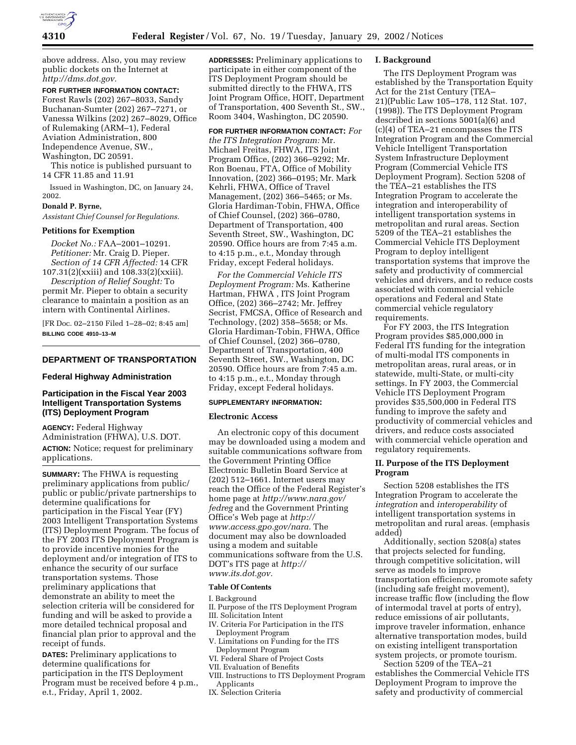above address. Also, you may review public dockets on the Internet at *http://dms.dot.gov.*

**FOR FURTHER INFORMATION CONTACT:** Forest Rawls (202) 267–8033, Sandy Buchanan-Sumter (202) 267–7271, or Vanessa Wilkins (202) 267–8029, Office of Rulemaking (ARM–1), Federal Aviation Administration, 800 Independence Avenue, SW., Washington, DC 20591.

This notice is published pursuant to 14 CFR 11.85 and 11.91

Issued in Washington, DC, on January 24, 2002.

**Donald P. Byrne,**

*Assistant Chief Counsel for Regulations.*

### Petitions for Exemption

*Docket No.:* FAA–2001–10291.

*Petitioner:* Mr. Craig D. Pieper.

*Section of 14 CFR Affected:* 14 CFR 107.31(2)(xxiii) and 108.33(2)(xxiii).

*Description of Relief Sought:* To permit Mr. Pieper to obtain a security clearance to maintain a position as an intern with Continental Airlines.

[FR Doc. 02–2150 Filed 1–28–02; 8:45 am]

**BILLING CODE 4910–13–M**

---

## DEPARTMENT OF TRANSPORTATION

### Federal Highway Administration

### Participation in the Fiscal Year 2003 Intelligent Transportation Systems (ITS) Deployment Program

**AGENCY:** Federal Highway Administration (FHWA), U.S. DOT.

**ACTION:** Notice; request for preliminary applications.

**SUMMARY:** The FHWA is requesting preliminary applications from public/public or public/private partnerships to determine qualifications for participation in the Fiscal Year (FY) 2003 Intelligent Transportation Systems (ITS) Deployment Program. The focus of the FY 2003 ITS Deployment Program is to provide incentive monies for the deployment and/or integration of ITS to enhance the security of our surface transportation systems. Those preliminary applications that demonstrate an ability to meet the selection criteria will be considered for funding and will be asked to provide a more detailed technical proposal and financial plan prior to approval and the receipt of funds.

**DATES:** Preliminary applications to determine qualifications for participation in the ITS Deployment Program must be received before 4 p.m., e.t., Friday, April 1, 2002.

**ADDRESSES:** Preliminary applications to participate in either component of the ITS Deployment Program should be submitted directly to the FHWA, ITS Joint Program Office, HOIT, Department of Transportation, 400 Seventh St., SW., Room 3404, Washington, DC 20590.

**FOR FURTHER INFORMATION CONTACT:** *For the ITS Integration Program:* Mr. Michael Freitas, FHWA, ITS Joint Program Office, (202) 366–9292; Mr. Ron Boenau, FTA, Office of Mobility Innovation, (202) 366–0195; Mr. Mark Kehrli, FHWA, Office of Travel Management, (202) 366–5465; or Ms. Gloria Hardiman-Tobin, FHWA, Office of Chief Counsel, (202) 366–0780, Department of Transportation, 400 Seventh Street, SW., Washington, DC 20590. Office hours are from 7:45 a.m. to 4:15 p.m., e.t., Monday through Friday, except Federal holidays.

*For the Commercial Vehicle ITS Deployment Program:* Ms. Katherine Hartman, FHWA , ITS Joint Program Office, (202) 366–2742; Mr. Jeffrey Secrist, FMCSA, Office of Research and Technology, (202) 358–5658; or Ms. Gloria Hardiman-Tobin, FHWA, Office of Chief Counsel, (202) 366–0780, Department of Transportation, 400 Seventh Street, SW., Washington, DC 20590. Office hours are from 7:45 a.m. to 4:15 p.m., e.t., Monday through Friday, except Federal holidays.

**SUPPLEMENTARY INFORMATION:**

### Electronic Access

An electronic copy of this document may be downloaded using a modem and suitable communications software from the Government Printing Office Electronic Bulletin Board Service at (202) 512–1661. Internet users may reach the Office of the Federal Register's home page at *http://www.nara.gov/fedreg* and the Government Printing Office's Web page at *http://www.access.gpo.gov/nara.* The document may also be downloaded using a modem and suitable communications software from the U.S. DOT's ITS page at *http://www.its.dot.gov.*

### Table Of Contents

I. Background
II. Purpose of the ITS Deployment Program
III. Solicitation Intent
IV. Criteria For Participation in the ITS Deployment Program
V. Limitations on Funding for the ITS Deployment Program
VI. Federal Share of Project Costs
VII. Evaluation of Benefits
VIII. Instructions to ITS Deployment Program Applicants
IX. Selection Criteria

### I. Background

The ITS Deployment Program was established by the Transportation Equity Act for the 21st Century (TEA–21)(Public Law 105–178, 112 Stat. 107, (1998)). The ITS Deployment Program described in sections 5001(a)(6) and (c)(4) of TEA–21 encompasses the ITS Integration Program and the Commercial Vehicle Intelligent Transportation System Infrastructure Deployment Program (Commercial Vehicle ITS Deployment Program). Section 5208 of the TEA–21 establishes the ITS Integration Program to accelerate the integration and interoperability of intelligent transportation systems in metropolitan and rural areas. Section 5209 of the TEA–21 establishes the Commercial Vehicle ITS Deployment Program to deploy intelligent transportation systems that improve the safety and productivity of commercial vehicles and drivers, and to reduce costs associated with commercial vehicle operations and Federal and State commercial vehicle regulatory requirements.

For FY 2003, the ITS Integration Program provides $85,000,000 in Federal ITS funding for the integration of multi-modal ITS components in metropolitan areas, rural areas, or in statewide, multi-State, or multi-city settings. In FY 2003, the Commercial Vehicle ITS Deployment Program provides $35,500,000 in Federal ITS funding to improve the safety and productivity of commercial vehicles and drivers, and reduce costs associated with commercial vehicle operation and regulatory requirements.

### II. Purpose of the ITS Deployment Program

Section 5208 establishes the ITS Integration Program to accelerate the *integration* and *interoperability* of intelligent transportation systems in metropolitan and rural areas. (emphasis added)

Additionally, section 5208(a) states that projects selected for funding, through competitive solicitation, will serve as models to improve transportation efficiency, promote safety (including safe freight movement), increase traffic flow (including the flow of intermodal travel at ports of entry), reduce emissions of air pollutants, improve traveler information, enhance alternative transportation modes, build on existing intelligent transportation system projects, or promote tourism.

Section 5209 of the TEA–21 establishes the Commercial Vehicle ITS Deployment Program to improve the safety and productivity of commercial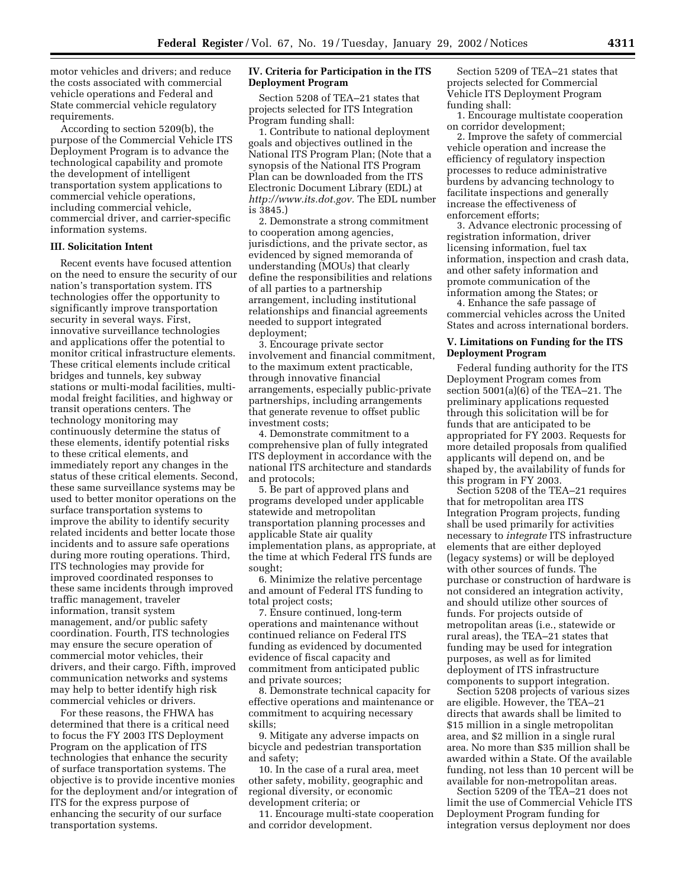motor vehicles and drivers; and reduce the costs associated with commercial vehicle operations and Federal and State commercial vehicle regulatory requirements.

According to section 5209(b), the purpose of the Commercial Vehicle ITS Deployment Program is to advance the technological capability and promote the development of intelligent transportation system applications to commercial vehicle operations, including commercial vehicle, commercial driver, and carrier-specific information systems.

### III. Solicitation Intent

Recent events have focused attention on the need to ensure the security of our nation's transportation system. ITS technologies offer the opportunity to significantly improve transportation security in several ways. First, innovative surveillance technologies and applications offer the potential to monitor critical infrastructure elements. These critical elements include critical bridges and tunnels, key subway stations or multi-modal facilities, multi-modal freight facilities, and highway or transit operations centers. The technology monitoring may continuously determine the status of these elements, identify potential risks to these critical elements, and immediately report any changes in the status of these critical elements. Second, these same surveillance systems may be used to better monitor operations on the surface transportation systems to improve the ability to identify security related incidents and better locate those incidents and to assure safe operations during more routing operations. Third, ITS technologies may provide for improved coordinated responses to these same incidents through improved traffic management, traveler information, transit system management, and/or public safety coordination. Fourth, ITS technologies may ensure the secure operation of commercial motor vehicles, their drivers, and their cargo. Fifth, improved communication networks and systems may help to better identify high risk commercial vehicles or drivers.

For these reasons, the FHWA has determined that there is a critical need to focus the FY 2003 ITS Deployment Program on the application of ITS technologies that enhance the security of surface transportation systems. The objective is to provide incentive monies for the deployment and/or integration of ITS for the express purpose of enhancing the security of our surface transportation systems.

### IV. Criteria for Participation in the ITS Deployment Program

Section 5208 of TEA–21 states that projects selected for ITS Integration Program funding shall:

1. Contribute to national deployment goals and objectives outlined in the National ITS Program Plan; (Note that a synopsis of the National ITS Program Plan can be downloaded from the ITS Electronic Document Library (EDL) at *http://www.its.dot.gov.* The EDL number is 3845.)

2. Demonstrate a strong commitment to cooperation among agencies, jurisdictions, and the private sector, as evidenced by signed memoranda of understanding (MOUs) that clearly define the responsibilities and relations of all parties to a partnership arrangement, including institutional relationships and financial agreements needed to support integrated deployment;

3. Encourage private sector involvement and financial commitment, to the maximum extent practicable, through innovative financial arrangements, especially public-private partnerships, including arrangements that generate revenue to offset public investment costs;

4. Demonstrate commitment to a comprehensive plan of fully integrated ITS deployment in accordance with the national ITS architecture and standards and protocols;

5. Be part of approved plans and programs developed under applicable statewide and metropolitan transportation planning processes and applicable State air quality implementation plans, as appropriate, at the time at which Federal ITS funds are sought;

6. Minimize the relative percentage and amount of Federal ITS funding to total project costs;

7. Ensure continued, long-term operations and maintenance without continued reliance on Federal ITS funding as evidenced by documented evidence of fiscal capacity and commitment from anticipated public and private sources;

8. Demonstrate technical capacity for effective operations and maintenance or commitment to acquiring necessary skills;

9. Mitigate any adverse impacts on bicycle and pedestrian transportation and safety;

10. In the case of a rural area, meet other safety, mobility, geographic and regional diversity, or economic development criteria; or

11. Encourage multi-state cooperation and corridor development.

Section 5209 of TEA–21 states that projects selected for Commercial Vehicle ITS Deployment Program funding shall:

1. Encourage multistate cooperation on corridor development;

2. Improve the safety of commercial vehicle operation and increase the efficiency of regulatory inspection processes to reduce administrative burdens by advancing technology to facilitate inspections and generally increase the effectiveness of enforcement efforts;

3. Advance electronic processing of registration information, driver licensing information, fuel tax information, inspection and crash data, and other safety information and promote communication of the information among the States; or

4. Enhance the safe passage of commercial vehicles across the United States and across international borders.

### V. Limitations on Funding for the ITS Deployment Program

Federal funding authority for the ITS Deployment Program comes from section 5001(a)(6) of the TEA–21. The preliminary applications requested through this solicitation will be for funds that are anticipated to be appropriated for FY 2003. Requests for more detailed proposals from qualified applicants will depend on, and be shaped by, the availability of funds for this program in FY 2003.

Section 5208 of the TEA–21 requires that for metropolitan area ITS Integration Program projects, funding shall be used primarily for activities necessary to *integrate* ITS infrastructure elements that are either deployed (legacy systems) or will be deployed with other sources of funds. The purchase or construction of hardware is not considered an integration activity, and should utilize other sources of funds. For projects outside of metropolitan areas (i.e., statewide or rural areas), the TEA–21 states that funding may be used for integration purposes, as well as for limited deployment of ITS infrastructure components to support integration.

Section 5208 projects of various sizes are eligible. However, the TEA–21 directs that awards shall be limited to $15 million in a single metropolitan area, and $2 million in a single rural area. No more than $35 million shall be awarded within a State. Of the available funding, not less than 10 percent will be available for non-metropolitan areas.

Section 5209 of the TEA–21 does not limit the use of Commercial Vehicle ITS Deployment Program funding for integration versus deployment nor does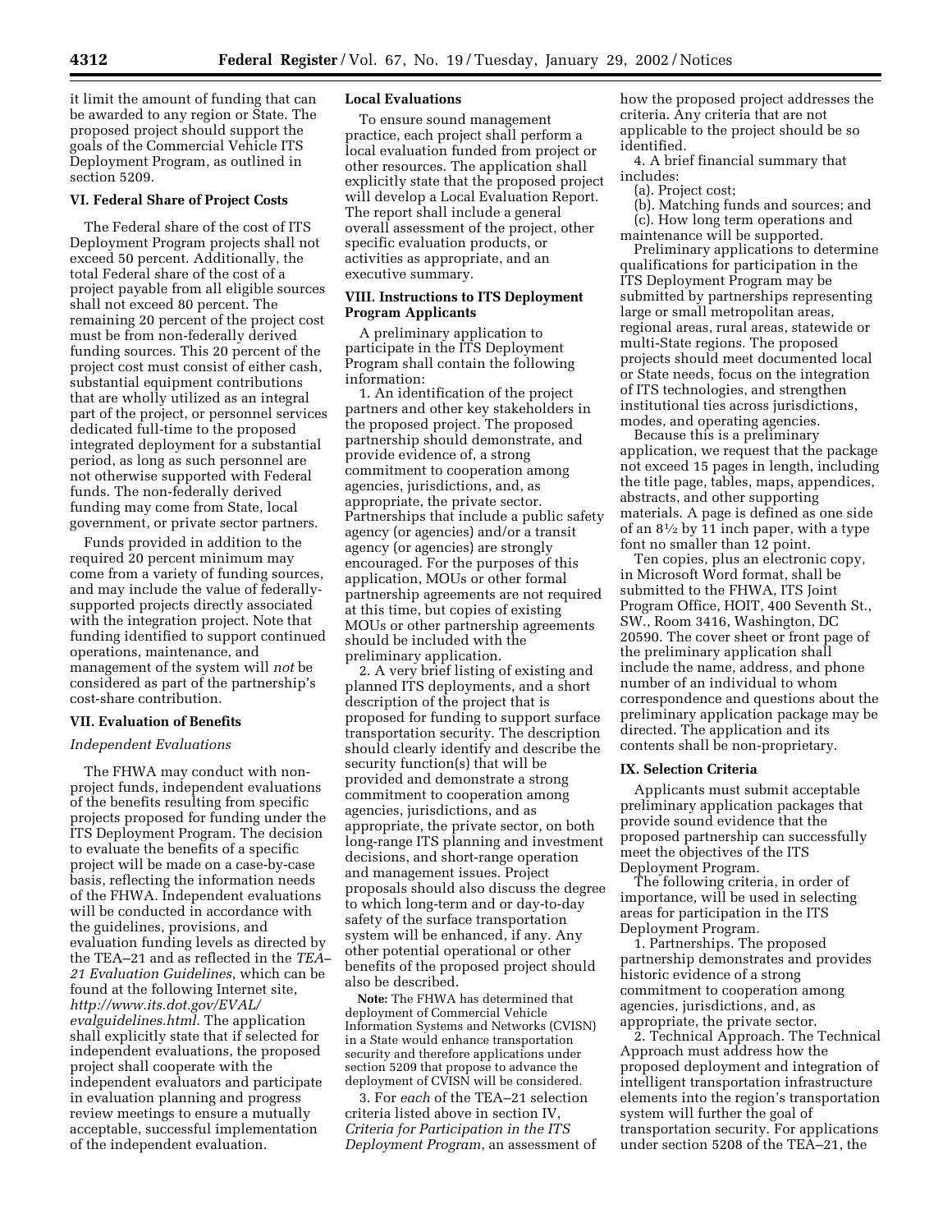it limit the amount of funding that can be awarded to any region or State. The proposed project should support the goals of the Commercial Vehicle ITS Deployment Program, as outlined in section 5209.

### VI. Federal Share of Project Costs

The Federal share of the cost of ITS Deployment Program projects shall not exceed 50 percent. Additionally, the total Federal share of the cost of a project payable from all eligible sources shall not exceed 80 percent. The remaining 20 percent of the project cost must be from non-federally derived funding sources. This 20 percent of the project cost must consist of either cash, substantial equipment contributions that are wholly utilized as an integral part of the project, or personnel services dedicated full-time to the proposed integrated deployment for a substantial period, as long as such personnel are not otherwise supported with Federal funds. The non-federally derived funding may come from State, local government, or private sector partners.

Funds provided in addition to the required 20 percent minimum may come from a variety of funding sources, and may include the value of federally-supported projects directly associated with the integration project. Note that funding identified to support continued operations, maintenance, and management of the system will *not* be considered as part of the partnership's cost-share contribution.

### VII. Evaluation of Benefits

*Independent Evaluations*

The FHWA may conduct with non-project funds, independent evaluations of the benefits resulting from specific projects proposed for funding under the ITS Deployment Program. The decision to evaluate the benefits of a specific project will be made on a case-by-case basis, reflecting the information needs of the FHWA. Independent evaluations will be conducted in accordance with the guidelines, provisions, and evaluation funding levels as directed by the TEA–21 and as reflected in the *TEA–21 Evaluation Guidelines*, which can be found at the following Internet site, *http://www.its.dot.gov/EVAL/evalguidelines.html*. The application shall explicitly state that if selected for independent evaluations, the proposed project shall cooperate with the independent evaluators and participate in evaluation planning and progress review meetings to ensure a mutually acceptable, successful implementation of the independent evaluation.

**Local Evaluations**

To ensure sound management practice, each project shall perform a local evaluation funded from project or other resources. The application shall explicitly state that the proposed project will develop a Local Evaluation Report. The report shall include a general overall assessment of the project, other specific evaluation products, or activities as appropriate, and an executive summary.

### VIII. Instructions to ITS Deployment Program Applicants

A preliminary application to participate in the ITS Deployment Program shall contain the following information:

1. An identification of the project partners and other key stakeholders in the proposed project. The proposed partnership should demonstrate, and provide evidence of, a strong commitment to cooperation among agencies, jurisdictions, and, as appropriate, the private sector. Partnerships that include a public safety agency (or agencies) and/or a transit agency (or agencies) are strongly encouraged. For the purposes of this application, MOUs or other formal partnership agreements are not required at this time, but copies of existing MOUs or other partnership agreements should be included with the preliminary application.

2. A very brief listing of existing and planned ITS deployments, and a short description of the project that is proposed for funding to support surface transportation security. The description should clearly identify and describe the security function(s) that will be provided and demonstrate a strong commitment to cooperation among agencies, jurisdictions, and as appropriate, the private sector, on both long-range ITS planning and investment decisions, and short-range operation and management issues. Project proposals should also discuss the degree to which long-term and or day-to-day safety of the surface transportation system will be enhanced, if any. Any other potential operational or other benefits of the proposed project should also be described.

**Note:** The FHWA has determined that deployment of Commercial Vehicle Information Systems and Networks (CVISN) in a State would enhance transportation security and therefore applications under section 5209 that propose to advance the deployment of CVISN will be considered.

3. For *each* of the TEA–21 selection criteria listed above in section IV, *Criteria for Participation in the ITS Deployment Program*, an assessment of how the proposed project addresses the criteria. Any criteria that are not applicable to the project should be so identified.

4. A brief financial summary that includes:

(a). Project cost;

(b). Matching funds and sources; and

(c). How long term operations and maintenance will be supported.

Preliminary applications to determine qualifications for participation in the ITS Deployment Program may be submitted by partnerships representing large or small metropolitan areas, regional areas, rural areas, statewide or multi-State regions. The proposed projects should meet documented local or State needs, focus on the integration of ITS technologies, and strengthen institutional ties across jurisdictions, modes, and operating agencies.

Because this is a preliminary application, we request that the package not exceed 15 pages in length, including the title page, tables, maps, appendices, abstracts, and other supporting materials. A page is defined as one side of an 8½ by 11 inch paper, with a type font no smaller than 12 point.

Ten copies, plus an electronic copy, in Microsoft Word format, shall be submitted to the FHWA, ITS Joint Program Office, HOIT, 400 Seventh St., SW., Room 3416, Washington, DC 20590. The cover sheet or front page of the preliminary application shall include the name, address, and phone number of an individual to whom correspondence and questions about the preliminary application package may be directed. The application and its contents shall be non-proprietary.

### IX. Selection Criteria

Applicants must submit acceptable preliminary application packages that provide sound evidence that the proposed partnership can successfully meet the objectives of the ITS Deployment Program.

The following criteria, in order of importance, will be used in selecting areas for participation in the ITS Deployment Program.

1. Partnerships. The proposed partnership demonstrates and provides historic evidence of a strong commitment to cooperation among agencies, jurisdictions, and, as appropriate, the private sector.

2. Technical Approach. The Technical Approach must address how the proposed deployment and integration of intelligent transportation infrastructure elements into the region's transportation system will further the goal of transportation security. For applications under section 5208 of the TEA–21, the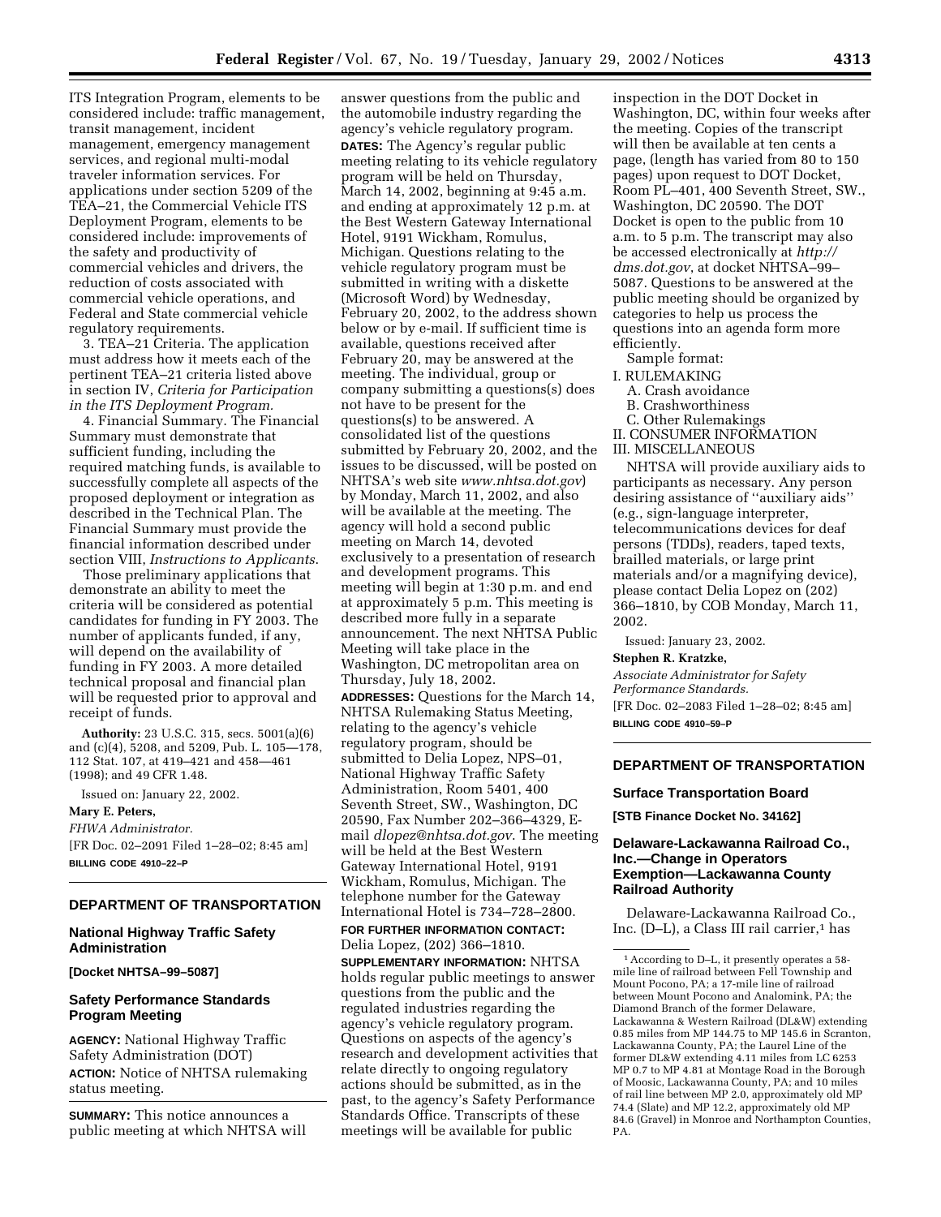ITS Integration Program, elements to be considered include: traffic management, transit management, incident management, emergency management services, and regional multi-modal traveler information services. For applications under section 5209 of the TEA–21, the Commercial Vehicle ITS Deployment Program, elements to be considered include: improvements of the safety and productivity of commercial vehicles and drivers, the reduction of costs associated with commercial vehicle operations, and Federal and State commercial vehicle regulatory requirements.

3. TEA–21 Criteria. The application must address how it meets each of the pertinent TEA–21 criteria listed above in section IV, *Criteria for Participation in the ITS Deployment Program*.

4. Financial Summary. The Financial Summary must demonstrate that sufficient funding, including the required matching funds, is available to successfully complete all aspects of the proposed deployment or integration as described in the Technical Plan. The Financial Summary must provide the financial information described under section VIII, *Instructions to Applicants*.

Those preliminary applications that demonstrate an ability to meet the criteria will be considered as potential candidates for funding in FY 2003. The number of applicants funded, if any, will depend on the availability of funding in FY 2003. A more detailed technical proposal and financial plan will be requested prior to approval and receipt of funds.

**Authority:** 23 U.S.C. 315, secs. 5001(a)(6) and (c)(4), 5208, and 5209, Pub. L. 105—178, 112 Stat. 107, at 419–421 and 458—461 (1998); and 49 CFR 1.48.

Issued on: January 22, 2002.

**Mary E. Peters,**

*FHWA Administrator.*

[FR Doc. 02–2091 Filed 1–28–02; 8:45 am]

**BILLING CODE 4910–22–P**

## DEPARTMENT OF TRANSPORTATION

### National Highway Traffic Safety Administration

**[Docket NHTSA–99–5087]**

### Safety Performance Standards Program Meeting

**AGENCY:** National Highway Traffic Safety Administration (DOT)

**ACTION:** Notice of NHTSA rulemaking status meeting.

**SUMMARY:** This notice announces a public meeting at which NHTSA will answer questions from the public and the automobile industry regarding the agency's vehicle regulatory program.

**DATES:** The Agency's regular public meeting relating to its vehicle regulatory program will be held on Thursday, March 14, 2002, beginning at 9:45 a.m. and ending at approximately 12 p.m. at the Best Western Gateway International Hotel, 9191 Wickham, Romulus, Michigan. Questions relating to the vehicle regulatory program must be submitted in writing with a diskette (Microsoft Word) by Wednesday, February 20, 2002, to the address shown below or by e-mail. If sufficient time is available, questions received after February 20, may be answered at the meeting. The individual, group or company submitting a questions(s) does not have to be present for the questions(s) to be answered. A consolidated list of the questions submitted by February 20, 2002, and the issues to be discussed, will be posted on NHTSA's web site *www.nhtsa.dot.gov*) by Monday, March 11, 2002, and also will be available at the meeting. The agency will hold a second public meeting on March 14, devoted exclusively to a presentation of research and development programs. This meeting will begin at 1:30 p.m. and end at approximately 5 p.m. This meeting is described more fully in a separate announcement. The next NHTSA Public Meeting will take place in the Washington, DC metropolitan area on Thursday, July 18, 2002.

**ADDRESSES:** Questions for the March 14, NHTSA Rulemaking Status Meeting, relating to the agency's vehicle regulatory program, should be submitted to Delia Lopez, NPS–01, National Highway Traffic Safety Administration, Room 5401, 400 Seventh Street, SW., Washington, DC 20590, Fax Number 202–366–4329, E-mail *dlopez@nhtsa.dot.gov*. The meeting will be held at the Best Western Gateway International Hotel, 9191 Wickham, Romulus, Michigan. The telephone number for the Gateway International Hotel is 734–728–2800.

**FOR FURTHER INFORMATION CONTACT:** Delia Lopez, (202) 366–1810.

**SUPPLEMENTARY INFORMATION:** NHTSA holds regular public meetings to answer questions from the public and the regulated industries regarding the agency's vehicle regulatory program. Questions on aspects of the agency's research and development activities that relate directly to ongoing regulatory actions should be submitted, as in the past, to the agency's Safety Performance Standards Office. Transcripts of these meetings will be available for public inspection in the DOT Docket in Washington, DC, within four weeks after the meeting. Copies of the transcript will then be available at ten cents a page, (length has varied from 80 to 150 pages) upon request to DOT Docket, Room PL–401, 400 Seventh Street, SW., Washington, DC 20590. The DOT Docket is open to the public from 10 a.m. to 5 p.m. The transcript may also be accessed electronically at *http://dms.dot.gov*, at docket NHTSA–99–5087. Questions to be answered at the public meeting should be organized by categories to help us process the questions into an agenda form more efficiently.

Sample format:

I. RULEMAKING
  A. Crash avoidance
  B. Crashworthiness
  C. Other Rulemakings
II. CONSUMER INFORMATION
III. MISCELLANEOUS

NHTSA will provide auxiliary aids to participants as necessary. Any person desiring assistance of ''auxiliary aids'' (e.g., sign-language interpreter, telecommunications devices for deaf persons (TDDs), readers, taped texts, brailled materials, or large print materials and/or a magnifying device), please contact Delia Lopez on (202) 366–1810, by COB Monday, March 11, 2002.

Issued: January 23, 2002.

**Stephen R. Kratzke,**

*Associate Administrator for Safety Performance Standards.*

[FR Doc. 02–2083 Filed 1–28–02; 8:45 am]

**BILLING CODE 4910–59–P**

## DEPARTMENT OF TRANSPORTATION

### Surface Transportation Board

**[STB Finance Docket No. 34162]**

### Delaware-Lackawanna Railroad Co., Inc.—Change in Operators Exemption—Lackawanna County Railroad Authority

Delaware-Lackawanna Railroad Co., Inc. (D–L), a Class III rail carrier,[1] has

[1] According to D–L, it presently operates a 58-mile line of railroad between Fell Township and Mount Pocono, PA; a 17-mile line of railroad between Mount Pocono and Analomink, PA; the Diamond Branch of the former Delaware, Lackawanna & Western Railroad (DL&W) extending 0.85 miles from MP 144.75 to MP 145.6 in Scranton, Lackawanna County, PA; the Laurel Line of the former DL&W extending 4.11 miles from LC 6253 MP 0.7 to MP 4.81 at Montage Road in the Borough of Moosic, Lackawanna County, PA; and 10 miles of rail line between MP 2.0, approximately old MP 74.4 (Slate) and MP 12.2, approximately old MP 84.6 (Gravel) in Monroe and Northampton Counties, PA.